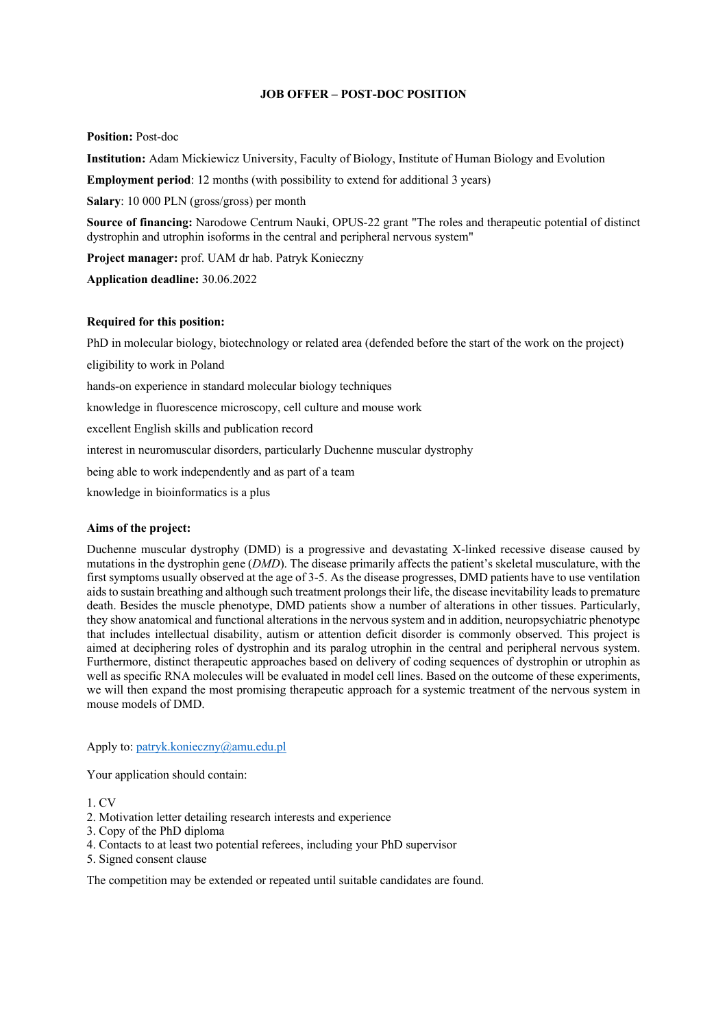# JOB OFFER – POST-DOC POSITION

**Position:** Post-doc

**Institution:** Adam Mickiewicz University, Faculty of Biology, Institute of Human Biology and Evolution

**Employment period**: 12 months (with possibility to extend for additional 3 years)

**Salary**: 10 000 PLN (gross/gross) per month

**Source of financing:** Narodowe Centrum Nauki, OPUS-22 grant "The roles and therapeutic potential of distinct dystrophin and utrophin isoforms in the central and peripheral nervous system"

**Project manager:** prof. UAM dr hab. Patryk Konieczny

**Application deadline:** 30.06.2022

**Required for this position:**

PhD in molecular biology, biotechnology or related area (defended before the start of the work on the project)

eligibility to work in Poland

hands-on experience in standard molecular biology techniques

knowledge in fluorescence microscopy, cell culture and mouse work

excellent English skills and publication record

interest in neuromuscular disorders, particularly Duchenne muscular dystrophy

being able to work independently and as part of a team

knowledge in bioinformatics is a plus

**Aims of the project:**

Duchenne muscular dystrophy (DMD) is a progressive and devastating X-linked recessive disease caused by mutations in the dystrophin gene (*DMD*). The disease primarily affects the patient's skeletal musculature, with the first symptoms usually observed at the age of 3-5. As the disease progresses, DMD patients have to use ventilation aids to sustain breathing and although such treatment prolongs their life, the disease inevitability leads to premature death. Besides the muscle phenotype, DMD patients show a number of alterations in other tissues. Particularly, they show anatomical and functional alterations in the nervous system and in addition, neuropsychiatric phenotype that includes intellectual disability, autism or attention deficit disorder is commonly observed. This project is aimed at deciphering roles of dystrophin and its paralog utrophin in the central and peripheral nervous system. Furthermore, distinct therapeutic approaches based on delivery of coding sequences of dystrophin or utrophin as well as specific RNA molecules will be evaluated in model cell lines. Based on the outcome of these experiments, we will then expand the most promising therapeutic approach for a systemic treatment of the nervous system in mouse models of DMD.

Apply to: [patryk.konieczny@amu.edu.pl](mailto:patryk.konieczny@amu.edu.pl)

Your application should contain:

1. CV
2. Motivation letter detailing research interests and experience
3. Copy of the PhD diploma
4. Contacts to at least two potential referees, including your PhD supervisor
5. Signed consent clause

The competition may be extended or repeated until suitable candidates are found.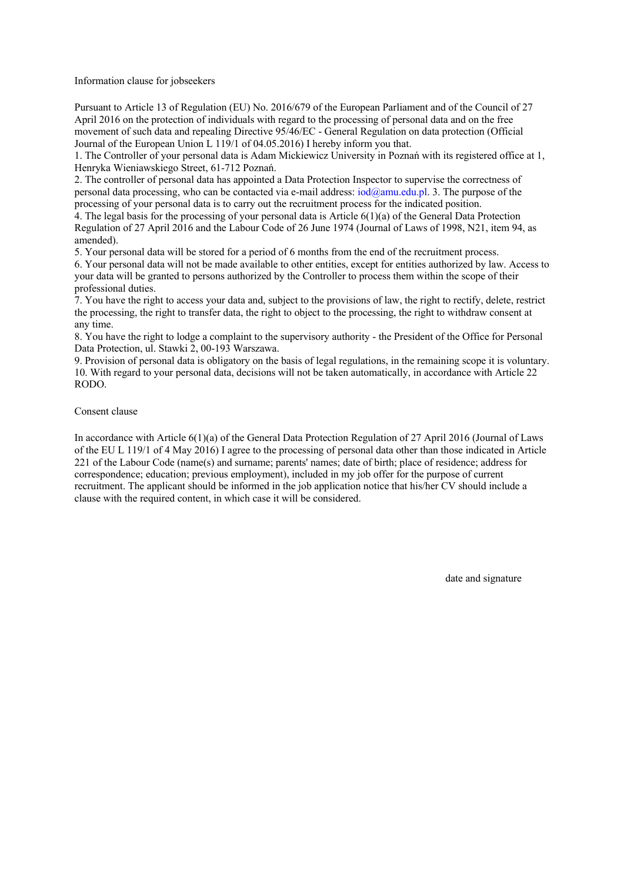Information clause for jobseekers

Pursuant to Article 13 of Regulation (EU) No. 2016/679 of the European Parliament and of the Council of 27 April 2016 on the protection of individuals with regard to the processing of personal data and on the free movement of such data and repealing Directive 95/46/EC - General Regulation on data protection (Official Journal of the European Union L 119/1 of 04.05.2016) I hereby inform you that.

1. The Controller of your personal data is Adam Mickiewicz University in Poznań with its registered office at 1, Henryka Wieniawskiego Street, 61-712 Poznań.
2. The controller of personal data has appointed a Data Protection Inspector to supervise the correctness of personal data processing, who can be contacted via e-mail address: iod@amu.edu.pl. 3. The purpose of the processing of your personal data is to carry out the recruitment process for the indicated position.
4. The legal basis for the processing of your personal data is Article 6(1)(a) of the General Data Protection Regulation of 27 April 2016 and the Labour Code of 26 June 1974 (Journal of Laws of 1998, N21, item 94, as amended).
5. Your personal data will be stored for a period of 6 months from the end of the recruitment process.
6. Your personal data will not be made available to other entities, except for entities authorized by law. Access to your data will be granted to persons authorized by the Controller to process them within the scope of their professional duties.
7. You have the right to access your data and, subject to the provisions of law, the right to rectify, delete, restrict the processing, the right to transfer data, the right to object to the processing, the right to withdraw consent at any time.
8. You have the right to lodge a complaint to the supervisory authority - the President of the Office for Personal Data Protection, ul. Stawki 2, 00-193 Warszawa.
9. Provision of personal data is obligatory on the basis of legal regulations, in the remaining scope it is voluntary.
10. With regard to your personal data, decisions will not be taken automatically, in accordance with Article 22 RODO.

Consent clause

In accordance with Article 6(1)(a) of the General Data Protection Regulation of 27 April 2016 (Journal of Laws of the EU L 119/1 of 4 May 2016) I agree to the processing of personal data other than those indicated in Article 221 of the Labour Code (name(s) and surname; parents' names; date of birth; place of residence; address for correspondence; education; previous employment), included in my job offer for the purpose of current recruitment. The applicant should be informed in the job application notice that his/her CV should include a clause with the required content, in which case it will be considered.

date and signature